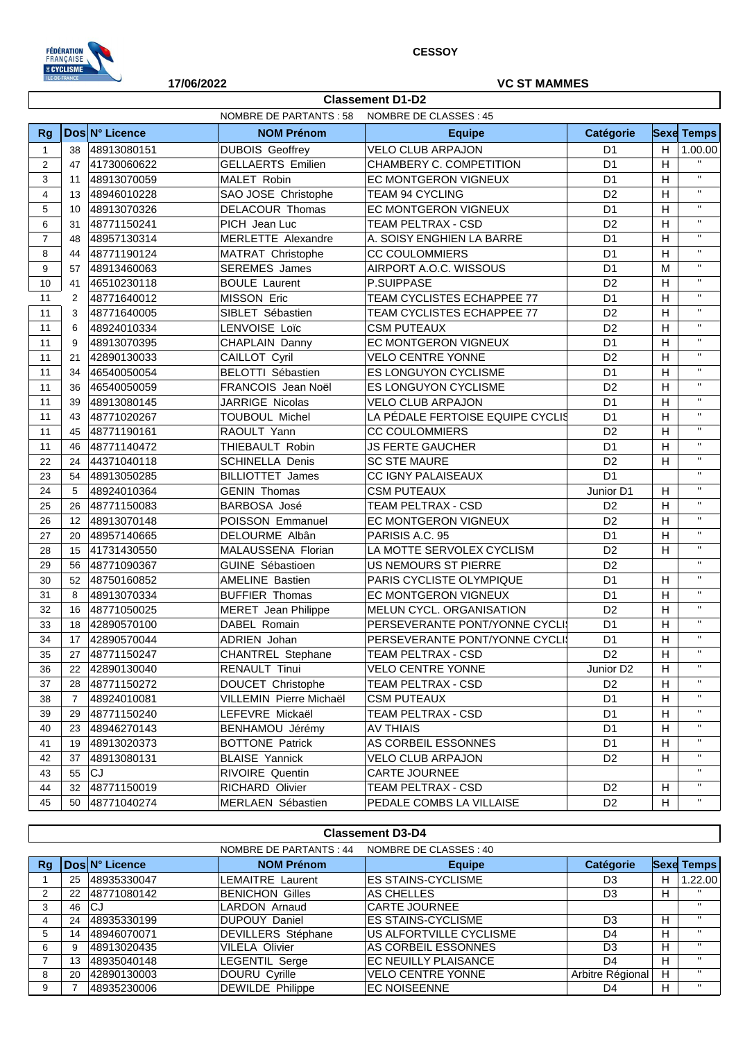CESSOY

17/06/2022

VC ST MAMMES

## Classement D1-D2

NOMBRE DE PARTANTS : 58 NOMBRE DE CLASSES : 45

| Rg | Dos | N° Licence | NOM Prénom | Equipe | Catégorie | Sexe | Temps |
|---|---|---|---|---|---|---|---|
| 1 | 38 | 48913080151 | DUBOIS Geoffrey | VELO CLUB ARPAJON | D1 | H | 1.00.00 |
| 2 | 47 | 41730060622 | GELLAERTS Emilien | CHAMBERY C. COMPETITION | D1 | H | " |
| 3 | 11 | 48913070059 | MALET Robin | EC MONTGERON VIGNEUX | D1 | H | " |
| 4 | 13 | 48946010228 | SAO JOSE Christophe | TEAM 94 CYCLING | D2 | H | " |
| 5 | 10 | 48913070326 | DELACOUR Thomas | EC MONTGERON VIGNEUX | D1 | H | " |
| 6 | 31 | 48771150241 | PICH Jean Luc | TEAM PELTRAX - CSD | D2 | H | " |
| 7 | 48 | 48957130314 | MERLETTE Alexandre | A. SOISY ENGHIEN LA BARRE | D1 | H | " |
| 8 | 44 | 48771190124 | MATRAT Christophe | CC COULOMMIERS | D1 | H | " |
| 9 | 57 | 48913460063 | SEREMES James | AIRPORT A.O.C. WISSOUS | D1 | M | " |
| 10 | 41 | 46510230118 | BOULE Laurent | P.SUIPPASE | D2 | H | " |
| 11 | 2 | 48771640012 | MISSON Eric | TEAM CYCLISTES ECHAPPEE 77 | D1 | H | " |
| 11 | 3 | 48771640005 | SIBLET Sébastien | TEAM CYCLISTES ECHAPPEE 77 | D2 | H | " |
| 11 | 6 | 48924010334 | LENVOISE Loïc | CSM PUTEAUX | D2 | H | " |
| 11 | 9 | 48913070395 | CHAPLAIN Danny | EC MONTGERON VIGNEUX | D1 | H | " |
| 11 | 21 | 42890130033 | CAILLOT Cyril | VELO CENTRE YONNE | D2 | H | " |
| 11 | 34 | 46540050054 | BELOTTI Sébastien | ES LONGUYON CYCLISME | D1 | H | " |
| 11 | 36 | 46540050059 | FRANCOIS Jean Noël | ES LONGUYON CYCLISME | D2 | H | " |
| 11 | 39 | 48913080145 | JARRIGE Nicolas | VELO CLUB ARPAJON | D1 | H | " |
| 11 | 43 | 48771020267 | TOUBOUL Michel | LA PÉDALE FERTOISE EQUIPE CYCLIS | D1 | H | " |
| 11 | 45 | 48771190161 | RAOULT Yann | CC COULOMMIERS | D2 | H | " |
| 11 | 46 | 48771140472 | THIEBAULT Robin | JS FERTE GAUCHER | D1 | H | " |
| 22 | 24 | 44371040118 | SCHINELLA Denis | SC STE MAURE | D2 | H | " |
| 23 | 54 | 48913050285 | BILLIOTTET James | CC IGNY PALAISEAUX | D1 | | " |
| 24 | 5 | 48924010364 | GENIN Thomas | CSM PUTEAUX | Junior D1 | H | " |
| 25 | 26 | 48771150083 | BARBOSA José | TEAM PELTRAX - CSD | D2 | H | " |
| 26 | 12 | 48913070148 | POISSON Emmanuel | EC MONTGERON VIGNEUX | D2 | H | " |
| 27 | 20 | 48957140665 | DELOURME Albân | PARISIS A.C. 95 | D1 | H | " |
| 28 | 15 | 41731430550 | MALAUSSENA Florian | LA MOTTE SERVOLEX CYCLISM | D2 | H | " |
| 29 | 56 | 48771090367 | GUINE Sébastioen | US NEMOURS ST PIERRE | D2 | | " |
| 30 | 52 | 48750160852 | AMELINE Bastien | PARIS CYCLISTE OLYMPIQUE | D1 | H | " |
| 31 | 8 | 48913070334 | BUFFIER Thomas | EC MONTGERON VIGNEUX | D1 | H | " |
| 32 | 16 | 48771050025 | MERET Jean Philippe | MELUN CYCL. ORGANISATION | D2 | H | " |
| 33 | 18 | 42890570100 | DABEL Romain | PERSEVERANTE PONT/YONNE CYCLI | D1 | H | " |
| 34 | 17 | 42890570044 | ADRIEN Johan | PERSEVERANTE PONT/YONNE CYCLI | D1 | H | " |
| 35 | 27 | 48771150247 | CHANTREL Stephane | TEAM PELTRAX - CSD | D2 | H | " |
| 36 | 22 | 42890130040 | RENAULT Tinui | VELO CENTRE YONNE | Junior D2 | H | " |
| 37 | 28 | 48771150272 | DOUCET Christophe | TEAM PELTRAX - CSD | D2 | H | " |
| 38 | 7 | 48924010081 | VILLEMIN Pierre Michaël | CSM PUTEAUX | D1 | H | " |
| 39 | 29 | 48771150240 | LEFEVRE Mickaël | TEAM PELTRAX - CSD | D1 | H | " |
| 40 | 23 | 48946270143 | BENHAMOU Jérémy | AV THIAIS | D1 | H | " |
| 41 | 19 | 48913020373 | BOTTONE Patrick | AS CORBEIL ESSONNES | D1 | H | " |
| 42 | 37 | 48913080131 | BLAISE Yannick | VELO CLUB ARPAJON | D2 | H | " |
| 43 | 55 | CJ | RIVOIRE Quentin | CARTE JOURNEE | | | " |
| 44 | 32 | 48771150019 | RICHARD Olivier | TEAM PELTRAX - CSD | D2 | H | " |
| 45 | 50 | 48771040274 | MERLAEN Sébastien | PEDALE COMBS LA VILLAISE | D2 | H | " |

## Classement D3-D4

NOMBRE DE PARTANTS : 44 NOMBRE DE CLASSES : 40

| Rg | Dos | N° Licence | NOM Prénom | Equipe | Catégorie | Sexe | Temps |
|---|---|---|---|---|---|---|---|
| 1 | 25 | 48935330047 | LEMAITRE Laurent | ES STAINS-CYCLISME | D3 | H | 1.22.00 |
| 2 | 22 | 48771080142 | BENICHON Gilles | AS CHELLES | D3 | H | " |
| 3 | 46 | CJ | LARDON Arnaud | CARTE JOURNEE | | | " |
| 4 | 24 | 48935330199 | DUPOUY Daniel | ES STAINS-CYCLISME | D3 | H | " |
| 5 | 14 | 48946070071 | DEVILLERS Stéphane | US ALFORTVILLE CYCLISME | D4 | H | " |
| 6 | 9 | 48913020435 | VILELA Olivier | AS CORBEIL ESSONNES | D3 | H | " |
| 7 | 13 | 48935040148 | LEGENTIL Serge | EC NEUILLY PLAISANCE | D4 | H | " |
| 8 | 20 | 42890130003 | DOURU Cyrille | VELO CENTRE YONNE | Arbitre Régional | H | " |
| 9 | 7 | 48935230006 | DEWILDE Philippe | EC NOISEENNE | D4 | H | " |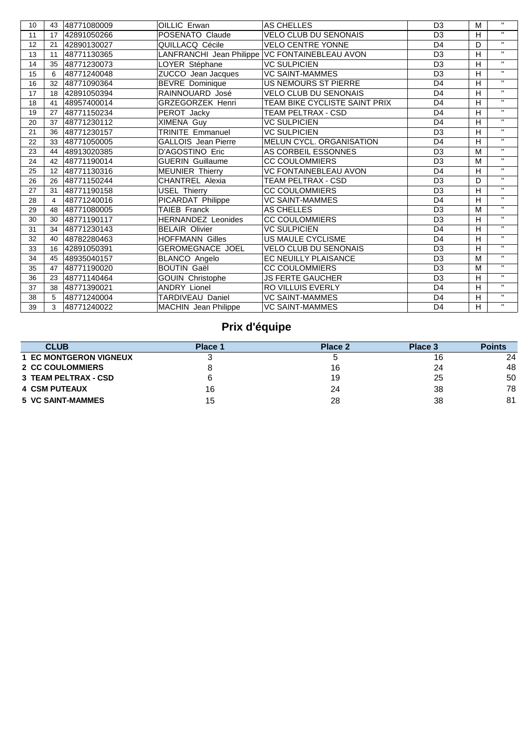| | | | | | | | |
|---|---|---|---|---|---|---|---|
| 10 | 43 | 48771080009 | OILLIC Erwan | AS CHELLES | D3 | M | " |
| 11 | 17 | 42891050266 | POSENATO Claude | VELO CLUB DU SENONAIS | D3 | H | " |
| 12 | 21 | 42890130027 | QUILLACQ Cécile | VELO CENTRE YONNE | D4 | D | " |
| 13 | 11 | 48771130365 | LANFRANCHI Jean Philippe | VC FONTAINEBLEAU AVON | D3 | H | " |
| 14 | 35 | 48771230073 | LOYER Stéphane | VC SULPICIEN | D3 | H | " |
| 15 | 6 | 48771240048 | ZUCCO Jean Jacques | VC SAINT-MAMMES | D3 | H | " |
| 16 | 32 | 48771090364 | BEVRE Dominique | US NEMOURS ST PIERRE | D4 | H | " |
| 17 | 18 | 42891050394 | RAINNOUARD José | VELO CLUB DU SENONAIS | D4 | H | " |
| 18 | 41 | 48957400014 | GRZEGORZEK Henri | TEAM BIKE CYCLISTE SAINT PRIX | D4 | H | " |
| 19 | 27 | 48771150234 | PEROT Jacky | TEAM PELTRAX - CSD | D4 | H | " |
| 20 | 37 | 48771230112 | XIMENA Guy | VC SULPICIEN | D4 | H | " |
| 21 | 36 | 48771230157 | TRINITE Emmanuel | VC SULPICIEN | D3 | H | " |
| 22 | 33 | 48771050005 | GALLOIS Jean Pierre | MELUN CYCL. ORGANISATION | D4 | H | " |
| 23 | 44 | 48913020385 | D'AGOSTINO Eric | AS CORBEIL ESSONNES | D3 | M | " |
| 24 | 42 | 48771190014 | GUERIN Guillaume | CC COULOMMIERS | D3 | M | " |
| 25 | 12 | 48771130316 | MEUNIER Thierry | VC FONTAINEBLEAU AVON | D4 | H | " |
| 26 | 26 | 48771150244 | CHANTREL Alexia | TEAM PELTRAX - CSD | D3 | D | " |
| 27 | 31 | 48771190158 | USEL Thierry | CC COULOMMIERS | D3 | H | " |
| 28 | 4 | 48771240016 | PICARDAT Philippe | VC SAINT-MAMMES | D4 | H | " |
| 29 | 48 | 48771080005 | TAIEB Franck | AS CHELLES | D3 | M | " |
| 30 | 30 | 48771190117 | HERNANDEZ Leonides | CC COULOMMIERS | D3 | H | " |
| 31 | 34 | 48771230143 | BELAIR Olivier | VC SULPICIEN | D4 | H | " |
| 32 | 40 | 48782280463 | HOFFMANN Gilles | US MAULE CYCLISME | D4 | H | " |
| 33 | 16 | 42891050391 | GEROMEGNACE JOEL | VELO CLUB DU SENONAIS | D3 | H | " |
| 34 | 45 | 48935040157 | BLANCO Angelo | EC NEUILLY PLAISANCE | D3 | M | " |
| 35 | 47 | 48771190020 | BOUTIN Gaël | CC COULOMMIERS | D3 | M | " |
| 36 | 23 | 48771140464 | GOUIN Christophe | JS FERTE GAUCHER | D3 | H | " |
| 37 | 38 | 48771390021 | ANDRY Lionel | RO VILLUIS EVERLY | D4 | H | " |
| 38 | 5 | 48771240004 | TARDIVEAU Daniel | VC SAINT-MAMMES | D4 | H | " |
| 39 | 3 | 48771240022 | MACHIN Jean Philippe | VC SAINT-MAMMES | D4 | H | " |

## Prix d'équipe

| CLUB | Place 1 | Place 2 | Place 3 | Points |
|---|---|---|---|---|
| 1 EC MONTGERON VIGNEUX | 3 | 5 | 16 | 24 |
| 2 CC COULOMMIERS | 8 | 16 | 24 | 48 |
| 3 TEAM PELTRAX - CSD | 6 | 19 | 25 | 50 |
| 4 CSM PUTEAUX | 16 | 24 | 38 | 78 |
| 5 VC SAINT-MAMMES | 15 | 28 | 38 | 81 |